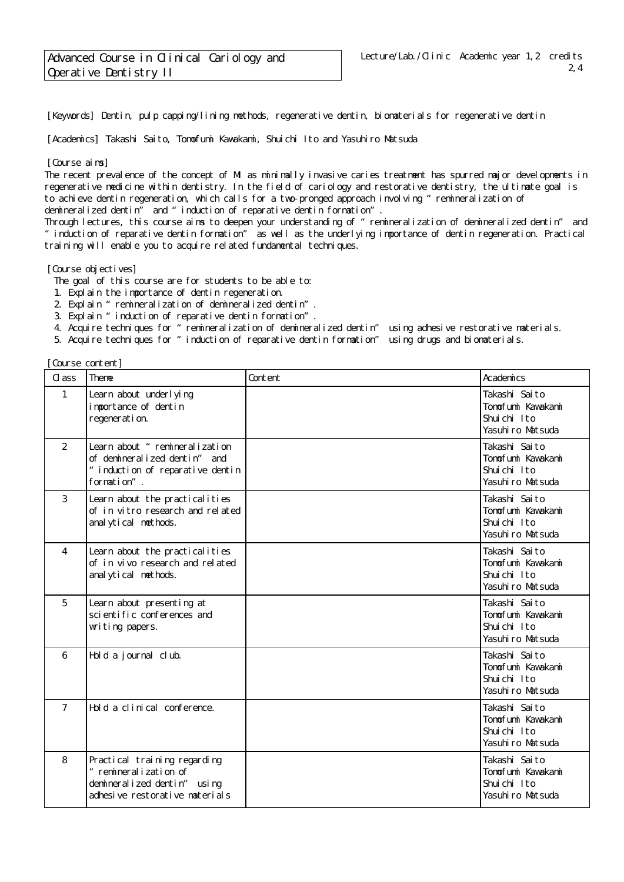# Advanced Course in Clinical Cariology and Operative Dentistry II

Lecture/Lab./Clinic Academic year 1,2 credits 2,4

[Keywords] Dentin, pulp capping/lining methods, regenerative dentin, biomaterials for regenerative dentin

[Academics] Takashi Saito, Tomofumi Kawakami, Shuichi Ito and Yasuhiro Matsuda

[Course aims]

The recent prevalence of the concept of MI as minimally invasive caries treatment has spurred major developments in regenerative medicine within dentistry. In the field of cariology and restorative dentistry, the ultimate goal is to achieve dentin regeneration, which calls for a two-pronged approach involving "remineralization of demineralized dentin" and "induction of reparative dentin formation".

Through lectures, this course aims to deepen your understanding of "remineralization of demineralized dentin" and "induction of reparative dentin formation" as well as the underlying importance of dentin regeneration. Practical training will enable you to acquire related fundamental techniques.

[Course objectives]

The goal of this course are for students to be able to:

1. Explain the importance of dentin regeneration.
2. Explain "remineralization of demineralized dentin".
3. Explain "induction of reparative dentin formation".
4. Acquire techniques for "remineralization of demineralized dentin" using adhesive restorative materials.
5. Acquire techniques for "induction of reparative dentin formation" using drugs and biomaterials.

[Course content]

| Class | Theme | Content | Academics |
|---|---|---|---|
| 1 | Learn about underlying importance of dentin regeneration. | | Takashi Saito<br>Tomofumi Kawakami<br>Shuichi Ito<br>Yasuhiro Matsuda |
| 2 | Learn about "remineralization of demineralized dentin" and "induction of reparative dentin formation". | | Takashi Saito<br>Tomofumi Kawakami<br>Shuichi Ito<br>Yasuhiro Matsuda |
| 3 | Learn about the practicalities of in vitro research and related analytical methods. | | Takashi Saito<br>Tomofumi Kawakami<br>Shuichi Ito<br>Yasuhiro Matsuda |
| 4 | Learn about the practicalities of in vivo research and related analytical methods. | | Takashi Saito<br>Tomofumi Kawakami<br>Shuichi Ito<br>Yasuhiro Matsuda |
| 5 | Learn about presenting at scientific conferences and writing papers. | | Takashi Saito<br>Tomofumi Kawakami<br>Shuichi Ito<br>Yasuhiro Matsuda |
| 6 | Hold a journal club. | | Takashi Saito<br>Tomofumi Kawakami<br>Shuichi Ito<br>Yasuhiro Matsuda |
| 7 | Hold a clinical conference. | | Takashi Saito<br>Tomofumi Kawakami<br>Shuichi Ito<br>Yasuhiro Matsuda |
| 8 | Practical training regarding "remineralization of demineralized dentin" using adhesive restorative materials | | Takashi Saito<br>Tomofumi Kawakami<br>Shuichi Ito<br>Yasuhiro Matsuda |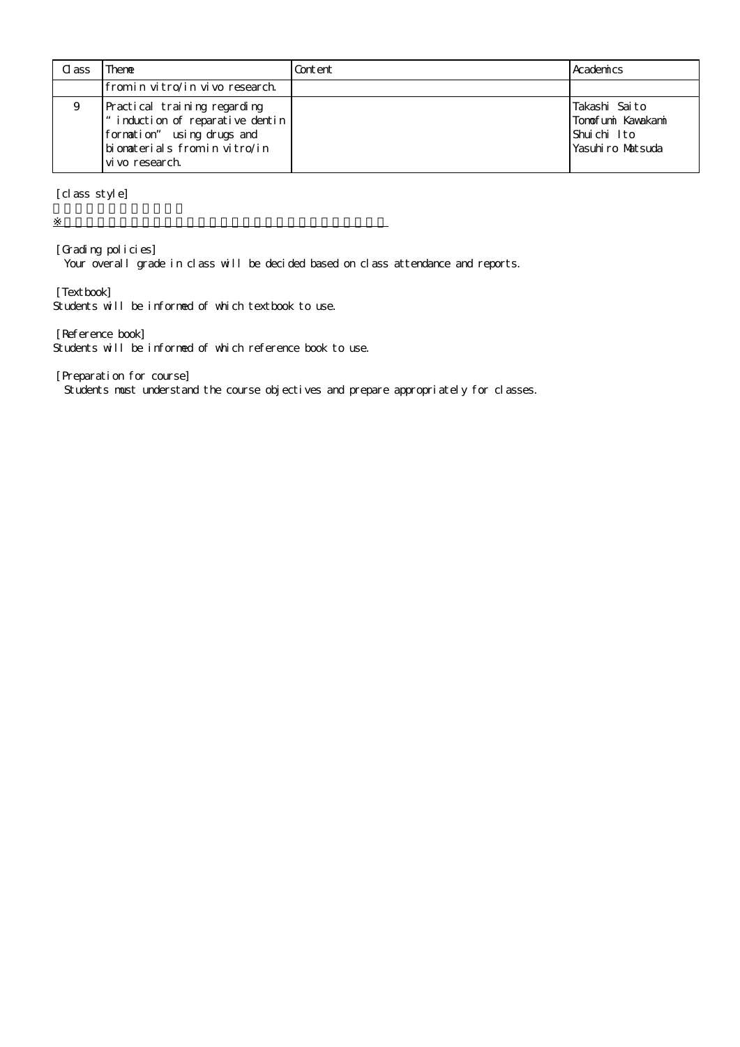| Class | Theme | Content | Academics |
|---|---|---|---|
| | from in vitro/in vivo research. | | |
| 9 | Practical training regarding "induction of reparative dentin formation" using drugs and biomaterials from in vitro/in vivo research. | | Takashi Saito<br>Tomofumi Kawakami<br>Shuichi Ito<br>Yasuhiro Matsuda |

[class style]

※

[Grading policies]

Your overall grade in class will be decided based on class attendance and reports.

[Textbook]

Students will be informed of which textbook to use.

[Reference book]

Students will be informed of which reference book to use.

[Preparation for course]

Students must understand the course objectives and prepare appropriately for classes.